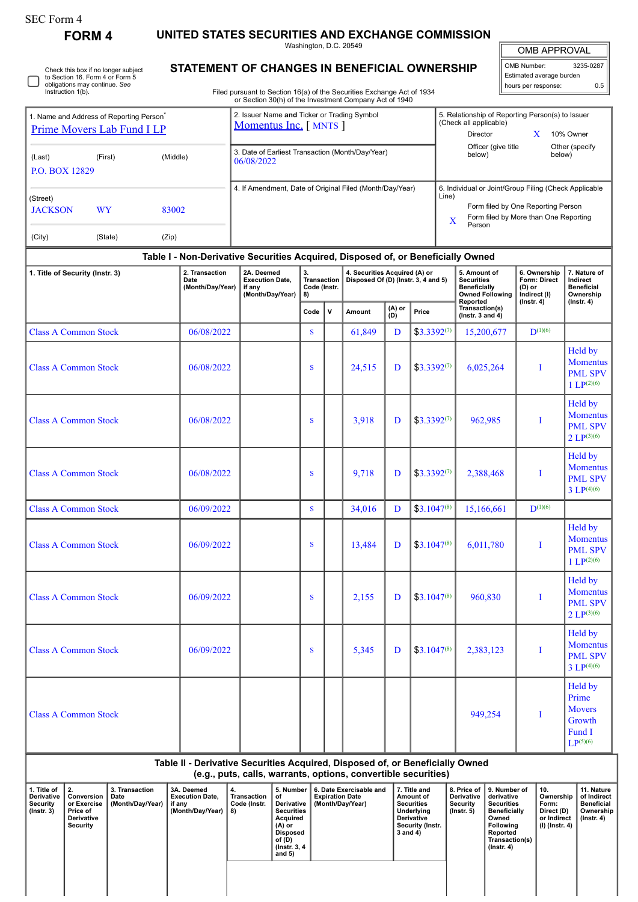SEC Form 4

**FORM 4**

# UNITED STATES SECURITIES AND EXCHANGE COMMISSION

Washington, D.C. 20549

## STATEMENT OF CHANGES IN BENEFICIAL OWNERSHIP

Filed pursuant to Section 16(a) of the Securities Exchange Act of 1934 or Section 30(h) of the Investment Company Act of 1940

☐ Check this box if no longer subject to Section 16. Form 4 or Form 5 obligations may continue. *See* Instruction 1(b).

| OMB APPROVAL | |
|---|---|
| OMB Number: | 3235-0287 |
| Estimated average burden | |
| hours per response: | 0.5 |

1. Name and Address of Reporting Person*
Prime Movers Lab Fund I LP

(Last) (First) (Middle)
P.O. BOX 12829

(Street)
JACKSON WY 83002

(City) (State) (Zip)

2. Issuer Name **and** Ticker or Trading Symbol
Momentus Inc. [ MNTS ]

3. Date of Earliest Transaction (Month/Day/Year)
06/08/2022

4. If Amendment, Date of Original Filed (Month/Day/Year)

5. Relationship of Reporting Person(s) to Issuer (Check all applicable)
Director
X 10% Owner
Officer (give title below)
Other (specify below)

6. Individual or Joint/Group Filing (Check Applicable Line)
Form filed by One Reporting Person
X Form filed by More than One Reporting Person

### Table I - Non-Derivative Securities Acquired, Disposed of, or Beneficially Owned

| 1. Title of Security (Instr. 3) | 2. Transaction Date (Month/Day/Year) | 2A. Deemed Execution Date, if any (Month/Day/Year) | 3. Transaction Code (Instr. 8) | | 4. Securities Acquired (A) or Disposed Of (D) (Instr. 3, 4 and 5) | | | 5. Amount of Securities Beneficially Owned Following Reported Transaction(s) (Instr. 3 and 4) | 6. Ownership Form: Direct (D) or Indirect (I) (Instr. 4) | 7. Nature of Indirect Beneficial Ownership (Instr. 4) |
|---|---|---|---|---|---|---|---|---|---|---|
| | | | Code | V | Amount | (A) or (D) | Price | | | |
| Class A Common Stock | 06/08/2022 | | S | | 61,849 | D | $3.3392[7] | 15,200,677 | D[1][6] | |
| Class A Common Stock | 06/08/2022 | | S | | 24,515 | D | $3.3392[7] | 6,025,264 | I | Held by Momentus PML SPV 1 LP[2][6] |
| Class A Common Stock | 06/08/2022 | | S | | 3,918 | D | $3.3392[7] | 962,985 | I | Held by Momentus PML SPV 2 LP[3][6] |
| Class A Common Stock | 06/08/2022 | | S | | 9,718 | D | $3.3392[7] | 2,388,468 | I | Held by Momentus PML SPV 3 LP[4][6] |
| Class A Common Stock | 06/09/2022 | | S | | 34,016 | D | $3.1047[8] | 15,166,661 | D[1][6] | |
| Class A Common Stock | 06/09/2022 | | S | | 13,484 | D | $3.1047[8] | 6,011,780 | I | Held by Momentus PML SPV 1 LP[2][6] |
| Class A Common Stock | 06/09/2022 | | S | | 2,155 | D | $3.1047[8] | 960,830 | I | Held by Momentus PML SPV 2 LP[3][6] |
| Class A Common Stock | 06/09/2022 | | S | | 5,345 | D | $3.1047[8] | 2,383,123 | I | Held by Momentus PML SPV 3 LP[4][6] |
| Class A Common Stock | | | | | | | | 949,254 | I | Held by Prime Movers Growth Fund I LP[5][6] |

### Table II - Derivative Securities Acquired, Disposed of, or Beneficially Owned (e.g., puts, calls, warrants, options, convertible securities)

| 1. Title of Derivative Security (Instr. 3) | 2. Conversion or Exercise Price of Derivative Security | 3. Transaction Date (Month/Day/Year) | 3A. Deemed Execution Date, if any (Month/Day/Year) | 4. Transaction Code (Instr. 8) | 5. Number of Derivative Securities Acquired (A) or Disposed of (D) (Instr. 3, 4 and 5) | 6. Date Exercisable and Expiration Date (Month/Day/Year) | 7. Title and Amount of Securities Underlying Derivative Security (Instr. 3 and 4) | 8. Price of Derivative Security (Instr. 5) | 9. Number of derivative Securities Beneficially Owned Following Reported Transaction(s) (Instr. 4) | 10. Ownership Form: Direct (D) or Indirect (I) (Instr. 4) | 11. Nature of Indirect Beneficial Ownership (Instr. 4) |
|---|---|---|---|---|---|---|---|---|---|---|---|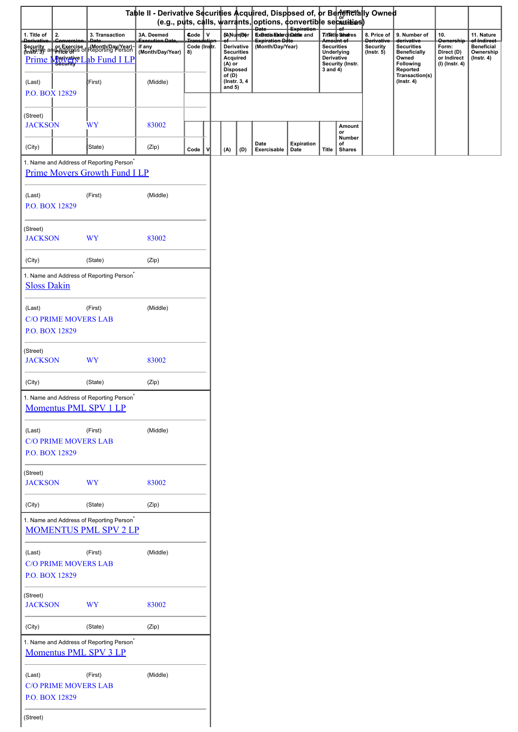## Table II - Derivative Securities Acquired, Disposed of, or Beneficially Owned (e.g., puts, calls, warrants, options, convertible securities)

| 1. Title of Derivative Security (Instr. 3) | 2. Conversion or Exercise Price of Derivative Security | 3. Transaction Date (Month/Day/Year) | 3A. Deemed Execution Date, if any (Month/Day/Year) | 4. Transaction Code (Instr. 8) | | 5. Number of Derivative Securities Acquired (A) or Disposed of (D) (Instr. 3, 4 and 5) | | 6. Date Exercisable and Expiration Date (Month/Day/Year) | | 7. Title and Amount of Securities Underlying Derivative Security (Instr. 3 and 4) | | 8. Price of Derivative Security (Instr. 5) | 9. Number of derivative Securities Beneficially Owned Following Reported Transaction(s) (Instr. 4) | 10. Ownership Form: Direct (D) or Indirect (I) (Instr. 4) | 11. Nature of Indirect Beneficial Ownership (Instr. 4) |
|---|---|---|---|---|---|---|---|---|---|---|---|---|---|---|---|
| | | | | Code | V | (A) | (D) | Date Exercisable | Expiration Date | Title | Amount or Number of Shares | | | | |

1. Name and Address of Reporting Person*
Prime Movers Lab Fund I LP

| (Last) | (First) | (Middle) |
|---|---|---|
| P.O. BOX 12829 | | |

| (Street) | | |
|---|---|---|
| JACKSON | WY | 83002 |
| (City) | (State) | (Zip) |

1. Name and Address of Reporting Person*
Prime Movers Growth Fund I LP

| (Last) | (First) | (Middle) |
|---|---|---|
| P.O. BOX 12829 | | |

| (Street) | | |
|---|---|---|
| JACKSON | WY | 83002 |
| (City) | (State) | (Zip) |

1. Name and Address of Reporting Person*
Sloss Dakin

| (Last) | (First) | (Middle) |
|---|---|---|
| C/O PRIME MOVERS LAB<br>P.O. BOX 12829 | | |

| (Street) | | |
|---|---|---|
| JACKSON | WY | 83002 |
| (City) | (State) | (Zip) |

1. Name and Address of Reporting Person*
Momentus PML SPV 1 LP

| (Last) | (First) | (Middle) |
|---|---|---|
| C/O PRIME MOVERS LAB<br>P.O. BOX 12829 | | |

| (Street) | | |
|---|---|---|
| JACKSON | WY | 83002 |
| (City) | (State) | (Zip) |

1. Name and Address of Reporting Person*
MOMENTUS PML SPV 2 LP

| (Last) | (First) | (Middle) |
|---|---|---|
| C/O PRIME MOVERS LAB<br>P.O. BOX 12829 | | |

| (Street) | | |
|---|---|---|
| JACKSON | WY | 83002 |
| (City) | (State) | (Zip) |

1. Name and Address of Reporting Person*
Momentus PML SPV 3 LP

| (Last) | (First) | (Middle) |
|---|---|---|
| C/O PRIME MOVERS LAB<br>P.O. BOX 12829 | | |

(Street)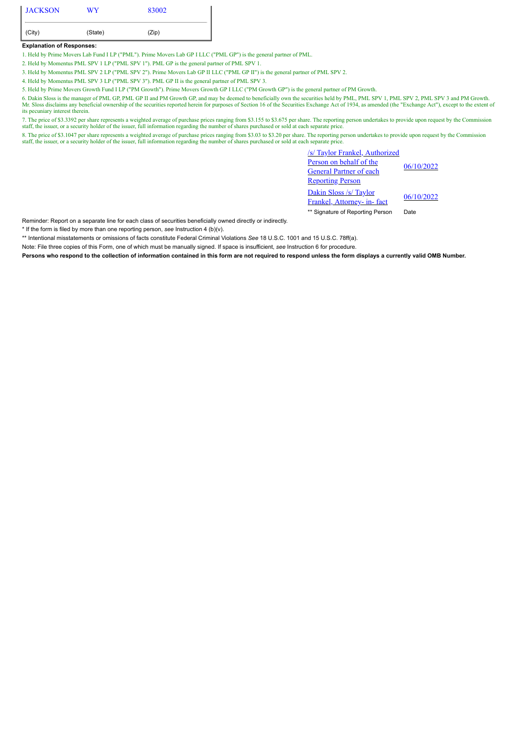| JACKSON | WY | 83002 |
| --- | --- | --- |
| (City) | (State) | (Zip) |

**Explanation of Responses:**

1. Held by Prime Movers Lab Fund I LP ("PML"). Prime Movers Lab GP I LLC ("PML GP") is the general partner of PML.

2. Held by Momentus PML SPV 1 LP ("PML SPV 1"). PML GP is the general partner of PML SPV 1.

3. Held by Momentus PML SPV 2 LP ("PML SPV 2"). Prime Movers Lab GP II LLC ("PML GP II") is the general partner of PML SPV 2.

4. Held by Momentus PML SPV 3 LP ("PML SPV 3"). PML GP II is the general partner of PML SPV 3.

5. Held by Prime Movers Growth Fund I LP ("PM Growth"). Prime Movers Growth GP I LLC ("PM Growth GP") is the general partner of PM Growth.

6. Dakin Sloss is the manager of PML GP, PML GP II and PM Growth GP, and may be deemed to beneficially own the securities held by PML, PML SPV 1, PML SPV 2, PML SPV 3 and PM Growth. Mr. Sloss disclaims any beneficial ownership of the securities reported herein for purposes of Section 16 of the Securities Exchange Act of 1934, as amended (the "Exchange Act"), except to the extent of its pecuniary interest therein.

7. The price of $3.3392 per share represents a weighted average of purchase prices ranging from $3.155 to $3.675 per share. The reporting person undertakes to provide upon request by the Commission staff, the issuer, or a security holder of the issuer, full information regarding the number of shares purchased or sold at each separate price.

8. The price of $3.1047 per share represents a weighted average of purchase prices ranging from $3.03 to $3.20 per share. The reporting person undertakes to provide upon request by the Commission staff, the issuer, or a security holder of the issuer, full information regarding the number of shares purchased or sold at each separate price.

| | |
| --- | --- |
| /s/ Taylor Frankel, Authorized Person on behalf of the General Partner of each Reporting Person | 06/10/2022 |
| Dakin Sloss /s/ Taylor Frankel, Attorney- in- fact | 06/10/2022 |
| ** Signature of Reporting Person | Date |

Reminder: Report on a separate line for each class of securities beneficially owned directly or indirectly.

* If the form is filed by more than one reporting person, *see* Instruction 4 (b)(v).

** Intentional misstatements or omissions of facts constitute Federal Criminal Violations *See* 18 U.S.C. 1001 and 15 U.S.C. 78ff(a).

Note: File three copies of this Form, one of which must be manually signed. If space is insufficient, *see* Instruction 6 for procedure.

**Persons who respond to the collection of information contained in this form are not required to respond unless the form displays a currently valid OMB Number.**